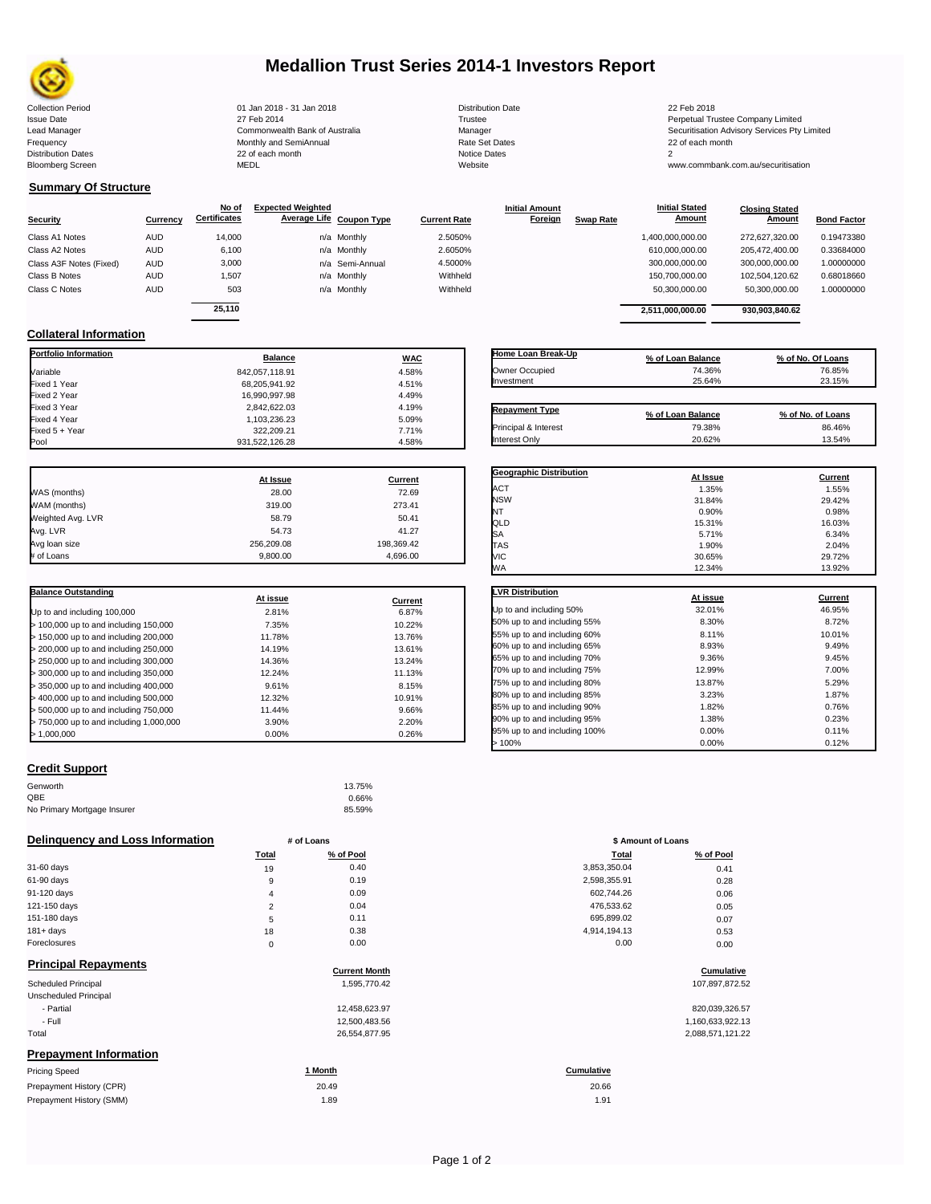# Medallion Trust Series 2014-1 Investors Report

| | | | |
|---|---|---|---|
| Collection Period | 01 Jan 2018 - 31 Jan 2018 | Distribution Date | 22 Feb 2018 |
| Issue Date | 27 Feb 2014 | Trustee | Perpetual Trustee Company Limited |
| Lead Manager | Commonwealth Bank of Australia | Manager | Securitisation Advisory Services Pty Limited |
| Frequency | Monthly and SemiAnnual | Rate Set Dates | 22 of each month |
| Distribution Dates | 22 of each month | Notice Dates | 2 |
| Bloomberg Screen | MEDL | Website | www.commbank.com.au/securitisation |

## Summary Of Structure

| Security | Currency | No of Certificates | Expected Weighted Average Life | Coupon Type | Current Rate | Initial Amount Foreign | Swap Rate | Initial Stated Amount | Closing Stated Amount | Bond Factor |
|---|---|---|---|---|---|---|---|---|---|---|
| Class A1 Notes | AUD | 14,000 | n/a | Monthly | 2.5050% | | | 1,400,000,000.00 | 272,627,320.00 | 0.19473380 |
| Class A2 Notes | AUD | 6,100 | n/a | Monthly | 2.6050% | | | 610,000,000.00 | 205,472,400.00 | 0.33684000 |
| Class A3F Notes (Fixed) | AUD | 3,000 | n/a | Semi-Annual | 4.5000% | | | 300,000,000.00 | 300,000,000.00 | 1.00000000 |
| Class B Notes | AUD | 1,507 | n/a | Monthly | Withheld | | | 150,700,000.00 | 102,504,120.62 | 0.68018660 |
| Class C Notes | AUD | 503 | n/a | Monthly | Withheld | | | 50,300,000.00 | 50,300,000.00 | 1.00000000 |
| | | 25,110 | | | | | | 2,511,000,000.00 | 930,903,840.62 | |

## Collateral Information

| Portfolio Information | Balance | WAC |
|---|---|---|
| Variable | 842,057,118.91 | 4.58% |
| Fixed 1 Year | 68,205,941.92 | 4.51% |
| Fixed 2 Year | 16,990,997.98 | 4.49% |
| Fixed 3 Year | 2,842,622.03 | 4.19% |
| Fixed 4 Year | 1,103,236.23 | 5.09% |
| Fixed 5 + Year | 322,209.21 | 7.71% |
| Pool | 931,522,126.28 | 4.58% |

| Home Loan Break-Up | % of Loan Balance | % of No. Of Loans |
|---|---|---|
| Owner Occupied | 74.36% | 76.85% |
| Investment | 25.64% | 23.15% |

| Repayment Type | % of Loan Balance | % of No. of Loans |
|---|---|---|
| Principal & Interest | 79.38% | 86.46% |
| Interest Only | 20.62% | 13.54% |

| | At Issue | Current |
|---|---|---|
| WAS (months) | 28.00 | 72.69 |
| WAM (months) | 319.00 | 273.41 |
| Weighted Avg. LVR | 58.79 | 50.41 |
| Avg. LVR | 54.73 | 41.27 |
| Avg loan size | 256,209.08 | 198,369.42 |
| # of Loans | 9,800.00 | 4,696.00 |

| Geographic Distribution | At Issue | Current |
|---|---|---|
| ACT | 1.35% | 1.55% |
| NSW | 31.84% | 29.42% |
| NT | 0.90% | 0.98% |
| QLD | 15.31% | 16.03% |
| SA | 5.71% | 6.34% |
| TAS | 1.90% | 2.04% |
| VIC | 30.65% | 29.72% |
| WA | 12.34% | 13.92% |

| Balance Outstanding | At issue | Current |
|---|---|---|
| Up to and including 100,000 | 2.81% | 6.87% |
| > 100,000 up to and including 150,000 | 7.35% | 10.22% |
| > 150,000 up to and including 200,000 | 11.78% | 13.76% |
| > 200,000 up to and including 250,000 | 14.19% | 13.61% |
| > 250,000 up to and including 300,000 | 14.36% | 13.24% |
| > 300,000 up to and including 350,000 | 12.24% | 11.13% |
| > 350,000 up to and including 400,000 | 9.61% | 8.15% |
| > 400,000 up to and including 500,000 | 12.32% | 10.91% |
| > 500,000 up to and including 750,000 | 11.44% | 9.66% |
| > 750,000 up to and including 1,000,000 | 3.90% | 2.20% |
| > 1,000,000 | 0.00% | 0.26% |

| LVR Distribution | At issue | Current |
|---|---|---|
| Up to and including 50% | 32.01% | 46.95% |
| 50% up to and including 55% | 8.30% | 8.72% |
| 55% up to and including 60% | 8.11% | 10.01% |
| 60% up to and including 65% | 8.93% | 9.49% |
| 65% up to and including 70% | 9.36% | 9.45% |
| 70% up to and including 75% | 12.99% | 7.00% |
| 75% up to and including 80% | 13.87% | 5.29% |
| 80% up to and including 85% | 3.23% | 1.87% |
| 85% up to and including 90% | 1.82% | 0.76% |
| 90% up to and including 95% | 1.38% | 0.23% |
| 95% up to and including 100% | 0.00% | 0.11% |
| > 100% | 0.00% | 0.12% |

## Credit Support

| | |
|---|---|
| Genworth | 13.75% |
| QBE | 0.66% |
| No Primary Mortgage Insurer | 85.59% |

## Delinquency and Loss Information

| | # of Loans Total | # of Loans % of Pool | \$ Amount of Loans Total | \$ Amount of Loans % of Pool |
|---|---|---|---|---|
| 31-60 days | 19 | 0.40 | 3,853,350.04 | 0.41 |
| 61-90 days | 9 | 0.19 | 2,598,355.91 | 0.28 |
| 91-120 days | 4 | 0.09 | 602,744.26 | 0.06 |
| 121-150 days | 2 | 0.04 | 476,533.62 | 0.05 |
| 151-180 days | 5 | 0.11 | 695,899.02 | 0.07 |
| 181+ days | 18 | 0.38 | 4,914,194.13 | 0.53 |
| Foreclosures | 0 | 0.00 | 0.00 | 0.00 |

## Principal Repayments

| | Current Month | Cumulative |
|---|---|---|
| Scheduled Principal | 1,595,770.42 | 107,897,872.52 |
| Unscheduled Principal | | |
| - Partial | 12,458,623.97 | 820,039,326.57 |
| - Full | 12,500,483.56 | 1,160,633,922.13 |
| Total | 26,554,877.95 | 2,088,571,121.22 |

## Prepayment Information

| Pricing Speed | 1 Month | Cumulative |
|---|---|---|
| Prepayment History (CPR) | 20.49 | 20.66 |
| Prepayment History (SMM) | 1.89 | 1.91 |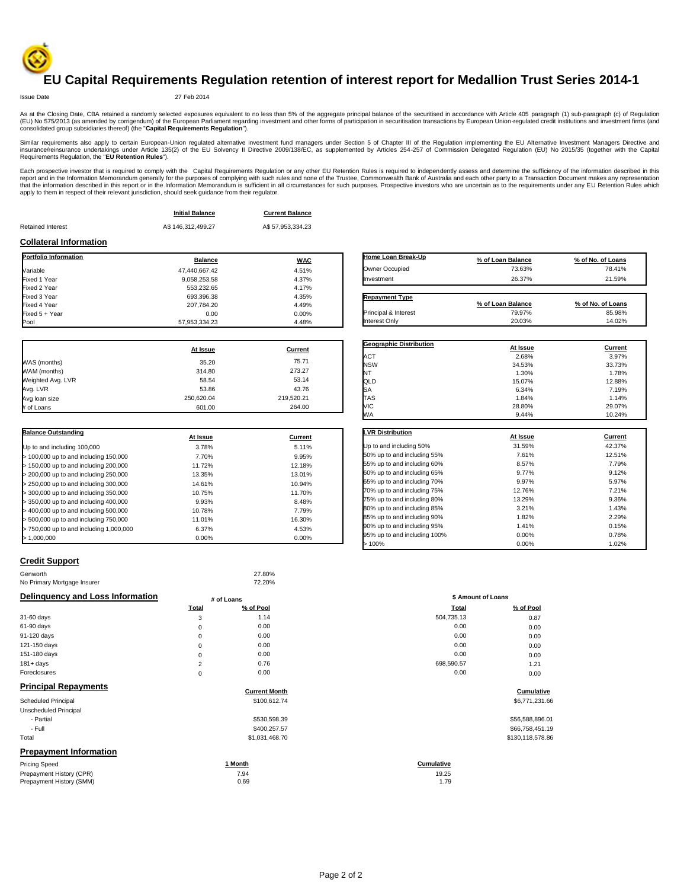# EU Capital Requirements Regulation retention of interest report for Medallion Trust Series 2014-1

Issue Date 27 Feb 2014

As at the Closing Date, CBA retained a randomly selected exposures equivalent to no less than 5% of the aggregate principal balance of the securitised in accordance with Article 405 paragraph (1) sub-paragraph (c) of Regulation (EU) No 575/2013 (as amended by corrigendum) of the European Parliament regarding investment and other forms of participation in securitisation transactions by European Union-regulated credit institutions and investment firms (and consolidated group subsidiaries thereof) (the "**Capital Requirements Regulation**").

Similar requirements also apply to certain European-Union regulated alternative investment fund managers under Section 5 of Chapter III of the Regulation implementing the EU Alternative Investment Managers Directive and insurance/reinsurance undertakings under Article 135(2) of the EU Solvency II Directive 2009/138/EC, as supplemented by Articles 254-257 of Commission Delegated Regulation (EU) No 2015/35 (together with the Capital Requirements Regulation, the "**EU Retention Rules**").

Each prospective investor that is required to comply with the Capital Requirements Regulation or any other EU Retention Rules is required to independently assess and determine the sufficiency of the information described in this report and in the Information Memorandum generally for the purposes of complying with such rules and none of the Trustee, Commonwealth Bank of Australia and each other party to a Transaction Document makes any representation that the information described in this report or in the Information Memorandum is sufficient in all circumstances for such purposes. Prospective investors who are uncertain as to the requirements under any EU Retention Rules which apply to them in respect of their relevant jurisdiction, should seek guidance from their regulator.

| | Initial Balance | Current Balance |
|---|---|---|
| Retained Interest | A$ 146,312,499.27 | A$ 57,953,334.23 |

## Collateral Information

| Portfolio Information | Balance | WAC |
|---|---|---|
| Variable | 47,440,667.42 | 4.51% |
| Fixed 1 Year | 9,058,253.58 | 4.37% |
| Fixed 2 Year | 553,232.65 | 4.17% |
| Fixed 3 Year | 693,396.38 | 4.35% |
| Fixed 4 Year | 207,784.20 | 4.49% |
| Fixed 5 + Year | 0.00 | 0.00% |
| Pool | 57,953,334.23 | 4.48% |

| Home Loan Break-Up | % of Loan Balance | % of No. of Loans |
|---|---|---|
| Owner Occupied | 73.63% | 78.41% |
| Investment | 26.37% | 21.59% |

| Repayment Type | % of Loan Balance | % of No. of Loans |
|---|---|---|
| Principal & Interest | 79.97% | 85.98% |
| Interest Only | 20.03% | 14.02% |

| | At Issue | Current |
|---|---|---|
| WAS (months) | 35.20 | 75.71 |
| WAM (months) | 314.80 | 273.27 |
| Weighted Avg. LVR | 58.54 | 53.14 |
| Avg. LVR | 53.86 | 43.76 |
| Avg loan size | 250,620.04 | 219,520.21 |
| # of Loans | 601.00 | 264.00 |

| Geographic Distribution | At Issue | Current |
|---|---|---|
| ACT | 2.68% | 3.97% |
| NSW | 34.53% | 33.73% |
| NT | 1.30% | 1.78% |
| QLD | 15.07% | 12.88% |
| SA | 6.34% | 7.19% |
| TAS | 1.84% | 1.14% |
| VIC | 28.80% | 29.07% |
| WA | 9.44% | 10.24% |

| Balance Outstanding | At Issue | Current |
|---|---|---|
| Up to and including 100,000 | 3.78% | 5.11% |
| > 100,000 up to and including 150,000 | 7.70% | 9.95% |
| > 150,000 up to and including 200,000 | 11.72% | 12.18% |
| > 200,000 up to and including 250,000 | 13.35% | 13.01% |
| > 250,000 up to and including 300,000 | 14.61% | 10.94% |
| > 300,000 up to and including 350,000 | 10.75% | 11.70% |
| > 350,000 up to and including 400,000 | 9.93% | 8.48% |
| > 400,000 up to and including 500,000 | 10.78% | 7.79% |
| > 500,000 up to and including 750,000 | 11.01% | 16.30% |
| > 750,000 up to and including 1,000,000 | 6.37% | 4.53% |
| > 1,000,000 | 0.00% | 0.00% |

| LVR Distribution | At Issue | Current |
|---|---|---|
| Up to and including 50% | 31.59% | 42.37% |
| 50% up to and including 55% | 7.61% | 12.51% |
| 55% up to and including 60% | 8.57% | 7.79% |
| 60% up to and including 65% | 9.77% | 9.12% |
| 65% up to and including 70% | 9.97% | 5.97% |
| 70% up to and including 75% | 12.76% | 7.21% |
| 75% up to and including 80% | 13.29% | 9.36% |
| 80% up to and including 85% | 3.21% | 1.43% |
| 85% up to and including 90% | 1.82% | 2.29% |
| 90% up to and including 95% | 1.41% | 0.15% |
| 95% up to and including 100% | 0.00% | 0.78% |
| > 100% | 0.00% | 1.02% |

## Credit Support

| | |
|---|---|
| Genworth | 27.80% |
| No Primary Mortgage Insurer | 72.20% |

## Delinquency and Loss Information

| | # of Loans | | $ Amount of Loans | |
|---|---|---|---|---|
| | Total | % of Pool | Total | % of Pool |
| 31-60 days | 3 | 1.14 | 504,735.13 | 0.87 |
| 61-90 days | 0 | 0.00 | 0.00 | 0.00 |
| 91-120 days | 0 | 0.00 | 0.00 | 0.00 |
| 121-150 days | 0 | 0.00 | 0.00 | 0.00 |
| 151-180 days | 0 | 0.00 | 0.00 | 0.00 |
| 181+ days | 2 | 0.76 | 698,590.57 | 1.21 |
| Foreclosures | 0 | 0.00 | 0.00 | 0.00 |

## Principal Repayments

| | Current Month | Cumulative |
|---|---|---|
| Scheduled Principal | $100,612.74 | $6,771,231.66 |
| Unscheduled Principal | | |
| - Partial | $530,598.39 | $56,588,896.01 |
| - Full | $400,257.57 | $66,758,451.19 |
| Total | $1,031,468.70 | $130,118,578.86 |

## Prepayment Information

| Pricing Speed | 1 Month | Cumulative |
|---|---|---|
| Prepayment History (CPR) | 7.94 | 19.25 |
| Prepayment History (SMM) | 0.69 | 1.79 |